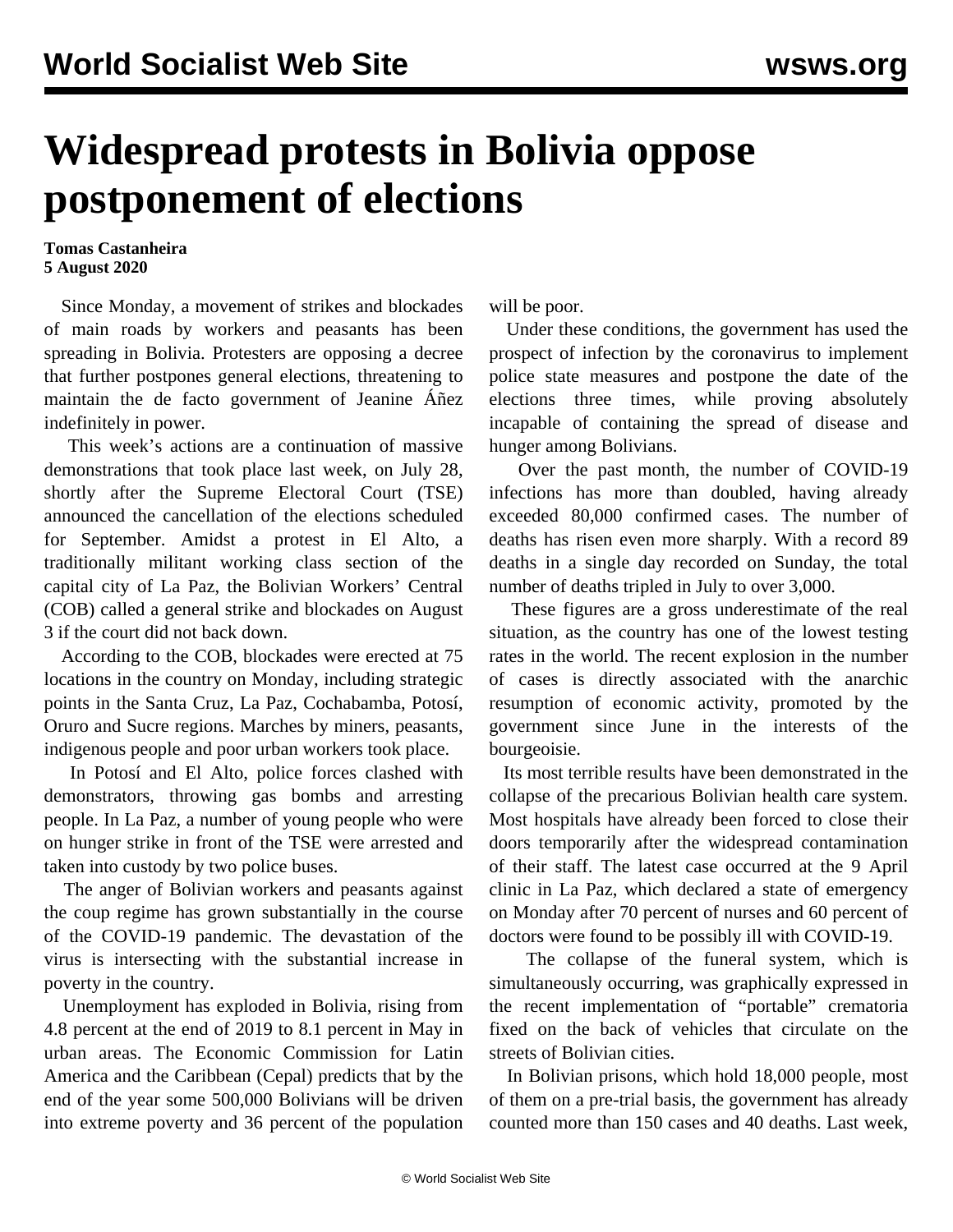# Widespread protests in Bolivia oppose postponement of elections

**Tomas Castanheira**
**5 August 2020**

Since Monday, a movement of strikes and blockades of main roads by workers and peasants has been spreading in Bolivia. Protesters are opposing a decree that further postpones general elections, threatening to maintain the de facto government of Jeanine Áñez indefinitely in power.

This week's actions are a continuation of massive demonstrations that took place last week, on July 28, shortly after the Supreme Electoral Court (TSE) announced the cancellation of the elections scheduled for September. Amidst a protest in El Alto, a traditionally militant working class section of the capital city of La Paz, the Bolivian Workers' Central (COB) called a general strike and blockades on August 3 if the court did not back down.

According to the COB, blockades were erected at 75 locations in the country on Monday, including strategic points in the Santa Cruz, La Paz, Cochabamba, Potosí, Oruro and Sucre regions. Marches by miners, peasants, indigenous people and poor urban workers took place.

In Potosí and El Alto, police forces clashed with demonstrators, throwing gas bombs and arresting people. In La Paz, a number of young people who were on hunger strike in front of the TSE were arrested and taken into custody by two police buses.

The anger of Bolivian workers and peasants against the coup regime has grown substantially in the course of the COVID-19 pandemic. The devastation of the virus is intersecting with the substantial increase in poverty in the country.

Unemployment has exploded in Bolivia, rising from 4.8 percent at the end of 2019 to 8.1 percent in May in urban areas. The Economic Commission for Latin America and the Caribbean (Cepal) predicts that by the end of the year some 500,000 Bolivians will be driven into extreme poverty and 36 percent of the population will be poor.

Under these conditions, the government has used the prospect of infection by the coronavirus to implement police state measures and postpone the date of the elections three times, while proving absolutely incapable of containing the spread of disease and hunger among Bolivians.

Over the past month, the number of COVID-19 infections has more than doubled, having already exceeded 80,000 confirmed cases. The number of deaths has risen even more sharply. With a record 89 deaths in a single day recorded on Sunday, the total number of deaths tripled in July to over 3,000.

These figures are a gross underestimate of the real situation, as the country has one of the lowest testing rates in the world. The recent explosion in the number of cases is directly associated with the anarchic resumption of economic activity, promoted by the government since June in the interests of the bourgeoisie.

Its most terrible results have been demonstrated in the collapse of the precarious Bolivian health care system. Most hospitals have already been forced to close their doors temporarily after the widespread contamination of their staff. The latest case occurred at the 9 April clinic in La Paz, which declared a state of emergency on Monday after 70 percent of nurses and 60 percent of doctors were found to be possibly ill with COVID-19.

The collapse of the funeral system, which is simultaneously occurring, was graphically expressed in the recent implementation of "portable" crematoria fixed on the back of vehicles that circulate on the streets of Bolivian cities.

In Bolivian prisons, which hold 18,000 people, most of them on a pre-trial basis, the government has already counted more than 150 cases and 40 deaths. Last week,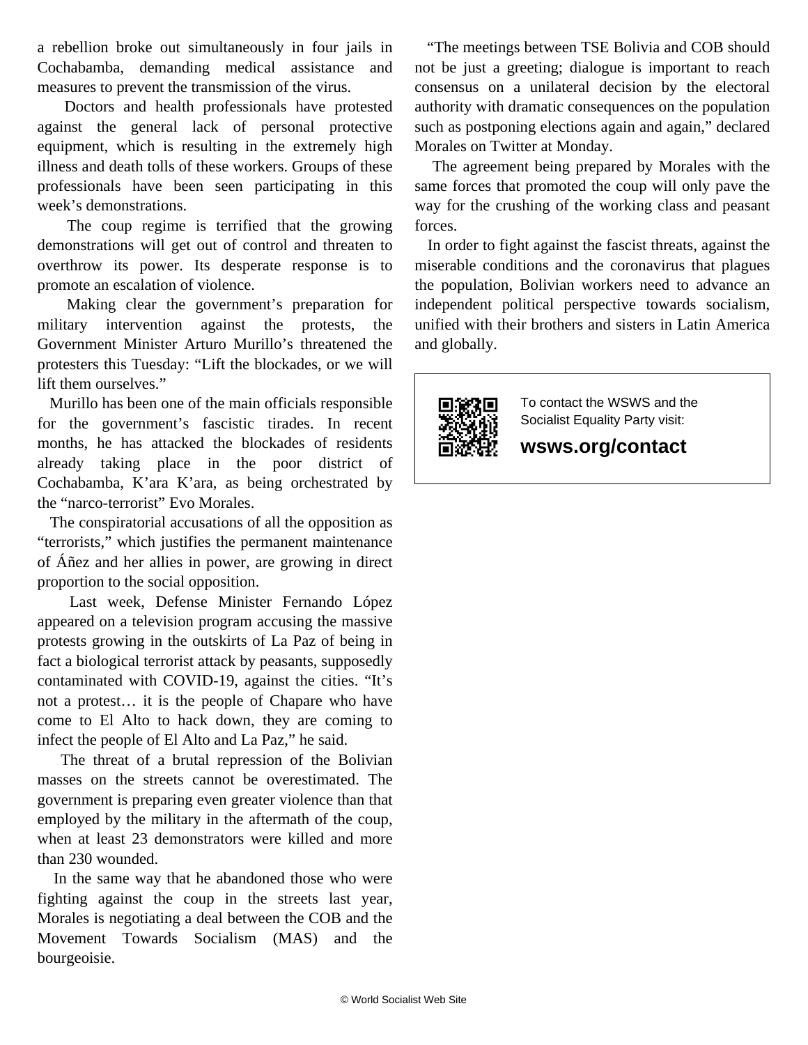a rebellion broke out simultaneously in four jails in Cochabamba, demanding medical assistance and measures to prevent the transmission of the virus.

Doctors and health professionals have protested against the general lack of personal protective equipment, which is resulting in the extremely high illness and death tolls of these workers. Groups of these professionals have been seen participating in this week's demonstrations.

The coup regime is terrified that the growing demonstrations will get out of control and threaten to overthrow its power. Its desperate response is to promote an escalation of violence.

Making clear the government's preparation for military intervention against the protests, the Government Minister Arturo Murillo's threatened the protesters this Tuesday: "Lift the blockades, or we will lift them ourselves."

Murillo has been one of the main officials responsible for the government's fascistic tirades. In recent months, he has attacked the blockades of residents already taking place in the poor district of Cochabamba, K'ara K'ara, as being orchestrated by the "narco-terrorist" Evo Morales.

The conspiratorial accusations of all the opposition as "terrorists," which justifies the permanent maintenance of Áñez and her allies in power, are growing in direct proportion to the social opposition.

Last week, Defense Minister Fernando López appeared on a television program accusing the massive protests growing in the outskirts of La Paz of being in fact a biological terrorist attack by peasants, supposedly contaminated with COVID-19, against the cities. "It's not a protest… it is the people of Chapare who have come to El Alto to hack down, they are coming to infect the people of El Alto and La Paz," he said.

The threat of a brutal repression of the Bolivian masses on the streets cannot be overestimated. The government is preparing even greater violence than that employed by the military in the aftermath of the coup, when at least 23 demonstrators were killed and more than 230 wounded.

In the same way that he abandoned those who were fighting against the coup in the streets last year, Morales is negotiating a deal between the COB and the Movement Towards Socialism (MAS) and the bourgeoisie.

"The meetings between TSE Bolivia and COB should not be just a greeting; dialogue is important to reach consensus on a unilateral decision by the electoral authority with dramatic consequences on the population such as postponing elections again and again," declared Morales on Twitter at Monday.

The agreement being prepared by Morales with the same forces that promoted the coup will only pave the way for the crushing of the working class and peasant forces.

In order to fight against the fascist threats, against the miserable conditions and the coronavirus that plagues the population, Bolivian workers need to advance an independent political perspective towards socialism, unified with their brothers and sisters in Latin America and globally.

To contact the WSWS and the Socialist Equality Party visit:

**wsws.org/contact**